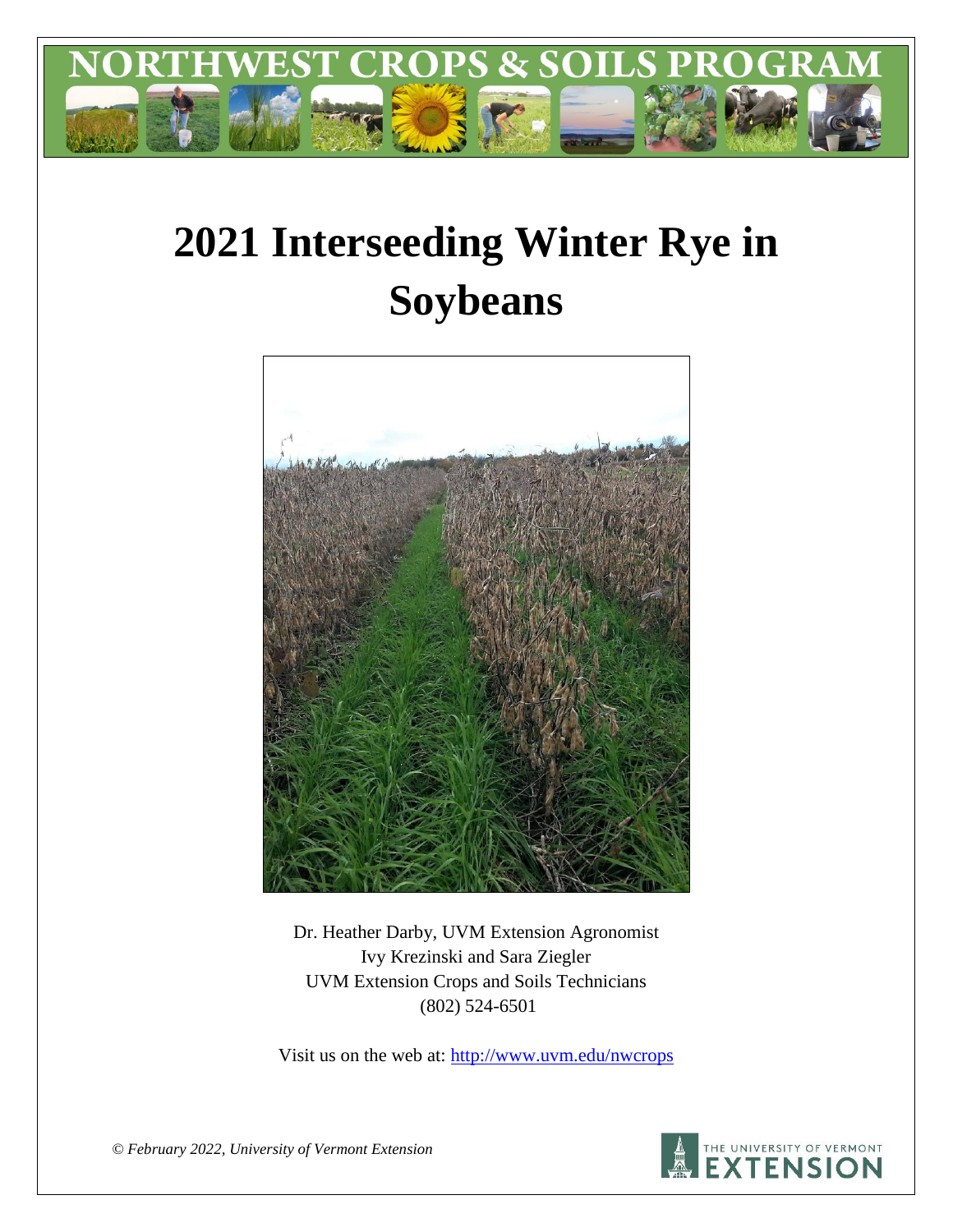# 2021 Interseeding Winter Rye in Soybeans

Dr. Heather Darby, UVM Extension Agronomist
Ivy Krezinski and Sara Ziegler
UVM Extension Crops and Soils Technicians
(802) 524-6501

Visit us on the web at: http://www.uvm.edu/nwcrops

*© February 2022, University of Vermont Extension*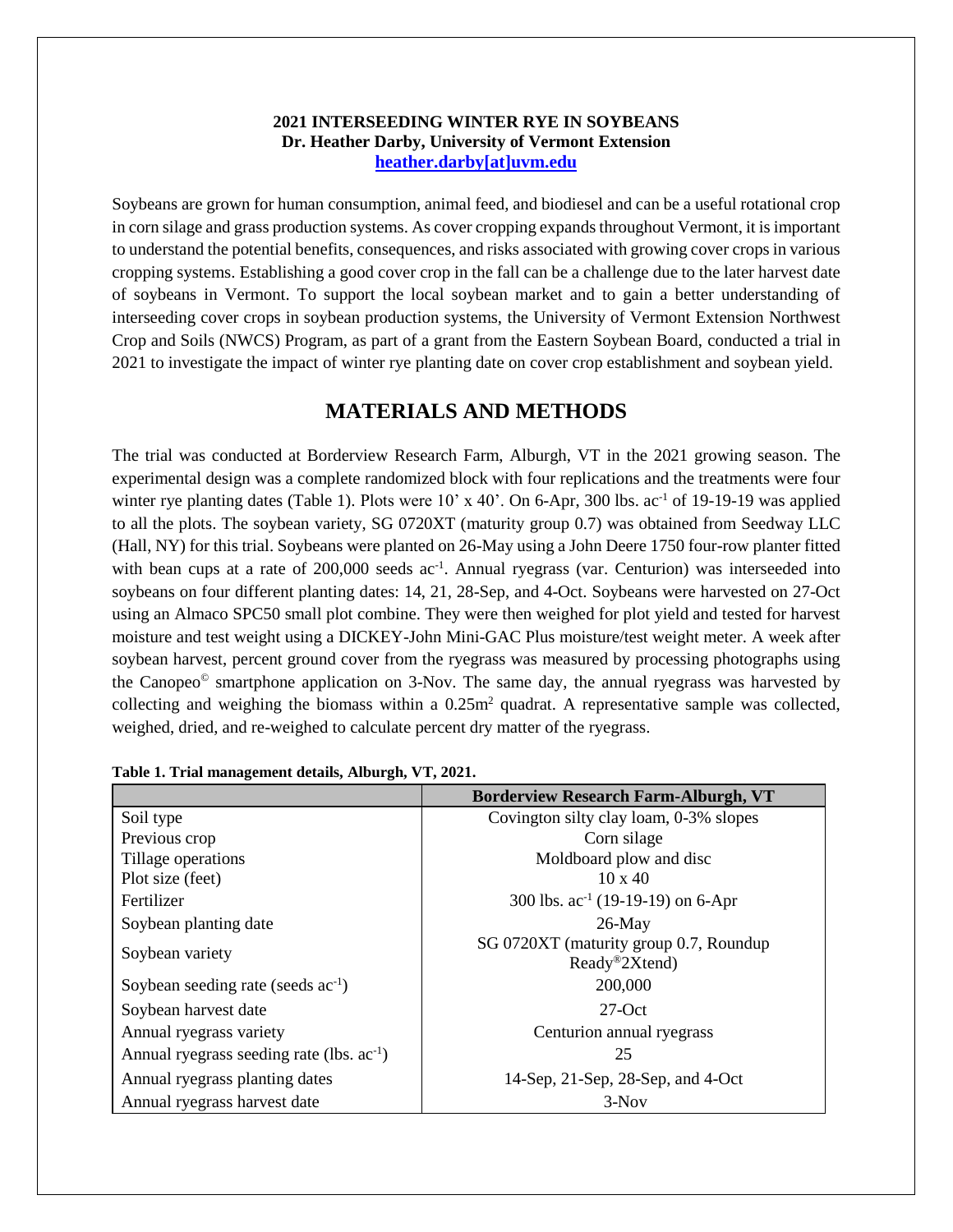**2021 INTERSEEDING WINTER RYE IN SOYBEANS**
**Dr. Heather Darby, University of Vermont Extension**
**heather.darby[at]uvm.edu**

Soybeans are grown for human consumption, animal feed, and biodiesel and can be a useful rotational crop in corn silage and grass production systems. As cover cropping expands throughout Vermont, it is important to understand the potential benefits, consequences, and risks associated with growing cover crops in various cropping systems. Establishing a good cover crop in the fall can be a challenge due to the later harvest date of soybeans in Vermont. To support the local soybean market and to gain a better understanding of interseeding cover crops in soybean production systems, the University of Vermont Extension Northwest Crop and Soils (NWCS) Program, as part of a grant from the Eastern Soybean Board, conducted a trial in 2021 to investigate the impact of winter rye planting date on cover crop establishment and soybean yield.

# MATERIALS AND METHODS

The trial was conducted at Borderview Research Farm, Alburgh, VT in the 2021 growing season. The experimental design was a complete randomized block with four replications and the treatments were four winter rye planting dates (Table 1). Plots were 10' x 40'. On 6-Apr, 300 lbs. ac$^{-1}$ of 19-19-19 was applied to all the plots. The soybean variety, SG 0720XT (maturity group 0.7) was obtained from Seedway LLC (Hall, NY) for this trial. Soybeans were planted on 26-May using a John Deere 1750 four-row planter fitted with bean cups at a rate of 200,000 seeds ac$^{-1}$. Annual ryegrass (var. Centurion) was interseeded into soybeans on four different planting dates: 14, 21, 28-Sep, and 4-Oct. Soybeans were harvested on 27-Oct using an Almaco SPC50 small plot combine. They were then weighed for plot yield and tested for harvest moisture and test weight using a DICKEY-John Mini-GAC Plus moisture/test weight meter. A week after soybean harvest, percent ground cover from the ryegrass was measured by processing photographs using the Canopeo© smartphone application on 3-Nov. The same day, the annual ryegrass was harvested by collecting and weighing the biomass within a 0.25m$^2$ quadrat. A representative sample was collected, weighed, dried, and re-weighed to calculate percent dry matter of the ryegrass.

**Table 1. Trial management details, Alburgh, VT, 2021.**

| | Borderview Research Farm-Alburgh, VT |
|---|---|
| Soil type | Covington silty clay loam, 0-3% slopes |
| Previous crop | Corn silage |
| Tillage operations | Moldboard plow and disc |
| Plot size (feet) | 10 x 40 |
| Fertilizer | 300 lbs. ac$^{-1}$ (19-19-19) on 6-Apr |
| Soybean planting date | 26-May |
| Soybean variety | SG 0720XT (maturity group 0.7, Roundup Ready®2Xtend) |
| Soybean seeding rate (seeds ac$^{-1}$) | 200,000 |
| Soybean harvest date | 27-Oct |
| Annual ryegrass variety | Centurion annual ryegrass |
| Annual ryegrass seeding rate (lbs. ac$^{-1}$) | 25 |
| Annual ryegrass planting dates | 14-Sep, 21-Sep, 28-Sep, and 4-Oct |
| Annual ryegrass harvest date | 3-Nov |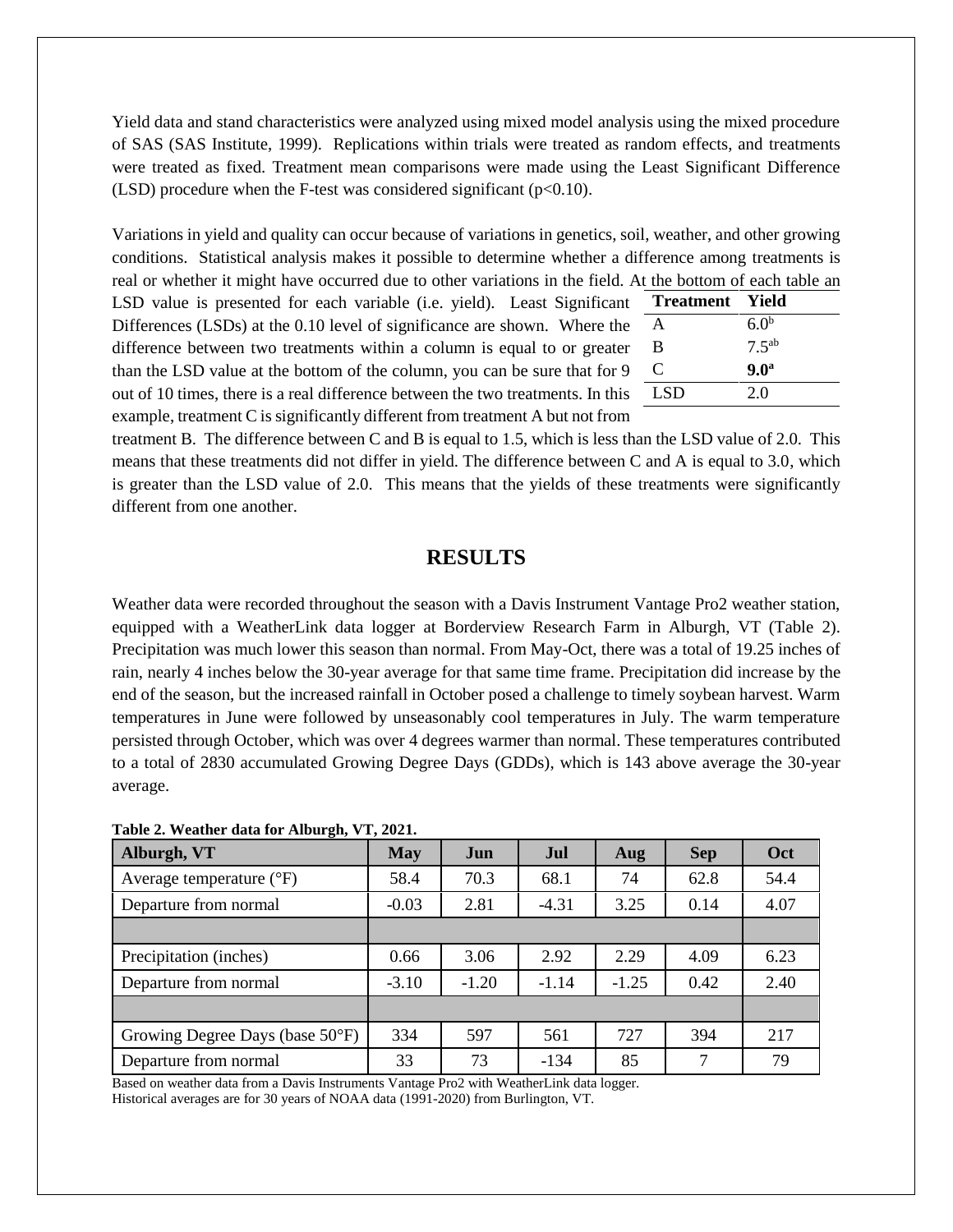Yield data and stand characteristics were analyzed using mixed model analysis using the mixed procedure of SAS (SAS Institute, 1999). Replications within trials were treated as random effects, and treatments were treated as fixed. Treatment mean comparisons were made using the Least Significant Difference (LSD) procedure when the F-test was considered significant ($p<0.10$).

Variations in yield and quality can occur because of variations in genetics, soil, weather, and other growing conditions. Statistical analysis makes it possible to determine whether a difference among treatments is real or whether it might have occurred due to other variations in the field. At the bottom of each table an LSD value is presented for each variable (i.e. yield). Least Significant Differences (LSDs) at the 0.10 level of significance are shown. Where the difference between two treatments within a column is equal to or greater than the LSD value at the bottom of the column, you can be sure that for 9 out of 10 times, there is a real difference between the two treatments. In this example, treatment C is significantly different from treatment A but not from treatment B. The difference between C and B is equal to 1.5, which is less than the LSD value of 2.0. This means that these treatments did not differ in yield. The difference between C and A is equal to 3.0, which is greater than the LSD value of 2.0. This means that the yields of these treatments were significantly different from one another.

| Treatment | Yield |
|---|---|
| A | 6.0[b] |
| B | 7.5[ab] |
| C | **9.0[a]** |
| LSD | 2.0 |

# RESULTS

Weather data were recorded throughout the season with a Davis Instrument Vantage Pro2 weather station, equipped with a WeatherLink data logger at Borderview Research Farm in Alburgh, VT (Table 2). Precipitation was much lower this season than normal. From May-Oct, there was a total of 19.25 inches of rain, nearly 4 inches below the 30-year average for that same time frame. Precipitation did increase by the end of the season, but the increased rainfall in October posed a challenge to timely soybean harvest. Warm temperatures in June were followed by unseasonably cool temperatures in July. The warm temperature persisted through October, which was over 4 degrees warmer than normal. These temperatures contributed to a total of 2830 accumulated Growing Degree Days (GDDs), which is 143 above average the 30-year average.

**Table 2. Weather data for Alburgh, VT, 2021.**

| Alburgh, VT | May | Jun | Jul | Aug | Sep | Oct |
|---|---|---|---|---|---|---|
| Average temperature (°F) | 58.4 | 70.3 | 68.1 | 74 | 62.8 | 54.4 |
| Departure from normal | -0.03 | 2.81 | -4.31 | 3.25 | 0.14 | 4.07 |
| | | | | | | |
| Precipitation (inches) | 0.66 | 3.06 | 2.92 | 2.29 | 4.09 | 6.23 |
| Departure from normal | -3.10 | -1.20 | -1.14 | -1.25 | 0.42 | 2.40 |
| | | | | | | |
| Growing Degree Days (base 50°F) | 334 | 597 | 561 | 727 | 394 | 217 |
| Departure from normal | 33 | 73 | -134 | 85 | 7 | 79 |

Based on weather data from a Davis Instruments Vantage Pro2 with WeatherLink data logger.
Historical averages are for 30 years of NOAA data (1991-2020) from Burlington, VT.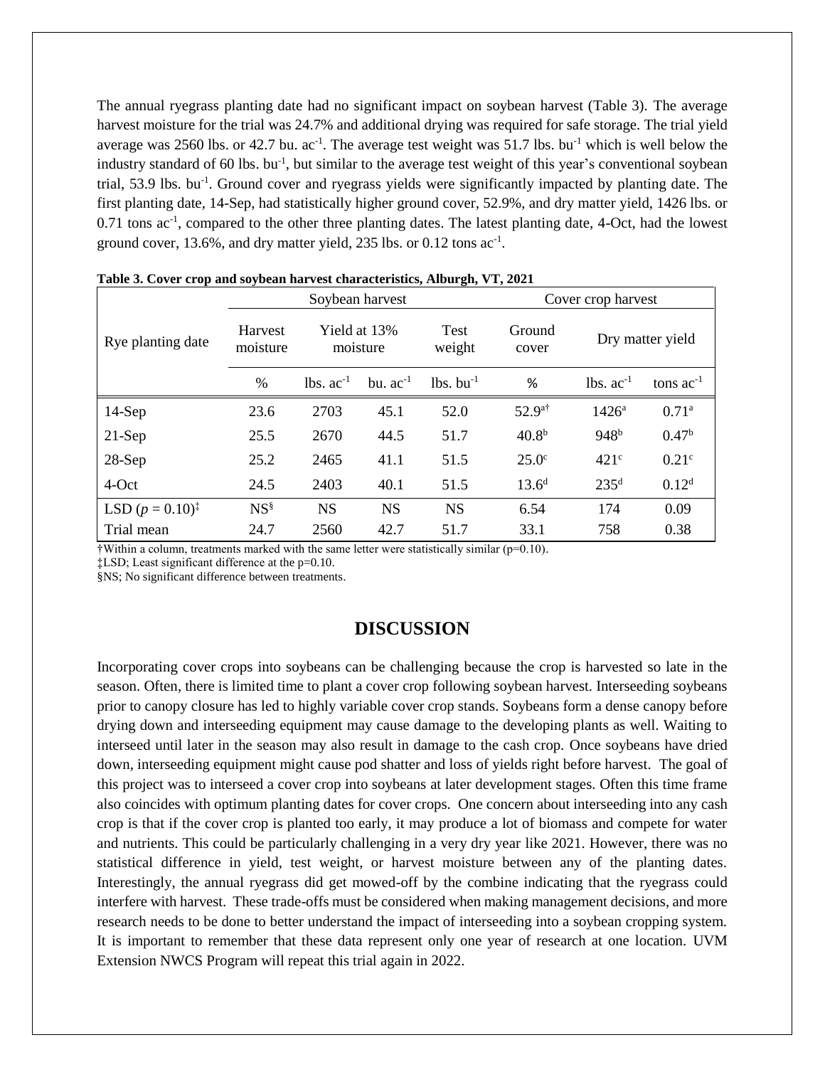The annual ryegrass planting date had no significant impact on soybean harvest (Table 3). The average harvest moisture for the trial was 24.7% and additional drying was required for safe storage. The trial yield average was 2560 lbs. or 42.7 bu. ac$^{-1}$. The average test weight was 51.7 lbs. bu$^{-1}$ which is well below the industry standard of 60 lbs. bu$^{-1}$, but similar to the average test weight of this year's conventional soybean trial, 53.9 lbs. bu$^{-1}$. Ground cover and ryegrass yields were significantly impacted by planting date. The first planting date, 14-Sep, had statistically higher ground cover, 52.9%, and dry matter yield, 1426 lbs. or 0.71 tons ac$^{-1}$, compared to the other three planting dates. The latest planting date, 4-Oct, had the lowest ground cover, 13.6%, and dry matter yield, 235 lbs. or 0.12 tons ac$^{-1}$.

**Table 3. Cover crop and soybean harvest characteristics, Alburgh, VT, 2021**

| Rye planting date | Soybean harvest | | | | Cover crop harvest | | |
|---|---|---|---|---|---|---|---|
| | Harvest moisture | Yield at 13% moisture | | Test weight | Ground cover | Dry matter yield | |
| | % | lbs. ac$^{-1}$ | bu. ac$^{-1}$ | lbs. bu$^{-1}$ | % | lbs. ac$^{-1}$ | tons ac$^{-1}$ |
| 14-Sep | 23.6 | 2703 | 45.1 | 52.0 | 52.9$^{a†}$ | 1426$^{a}$ | 0.71$^{a}$ |
| 21-Sep | 25.5 | 2670 | 44.5 | 51.7 | 40.8$^{b}$ | 948$^{b}$ | 0.47$^{b}$ |
| 28-Sep | 25.2 | 2465 | 41.1 | 51.5 | 25.0$^{c}$ | 421$^{c}$ | 0.21$^{c}$ |
| 4-Oct | 24.5 | 2403 | 40.1 | 51.5 | 13.6$^{d}$ | 235$^{d}$ | 0.12$^{d}$ |
| LSD ($p$ = 0.10)‡ | NS§ | NS | NS | NS | 6.54 | 174 | 0.09 |
| Trial mean | 24.7 | 2560 | 42.7 | 51.7 | 33.1 | 758 | 0.38 |

†Within a column, treatments marked with the same letter were statistically similar (p=0.10).

‡LSD; Least significant difference at the p=0.10.

§NS; No significant difference between treatments.

## DISCUSSION

Incorporating cover crops into soybeans can be challenging because the crop is harvested so late in the season. Often, there is limited time to plant a cover crop following soybean harvest. Interseeding soybeans prior to canopy closure has led to highly variable cover crop stands. Soybeans form a dense canopy before drying down and interseeding equipment may cause damage to the developing plants as well. Waiting to interseed until later in the season may also result in damage to the cash crop. Once soybeans have dried down, interseeding equipment might cause pod shatter and loss of yields right before harvest. The goal of this project was to interseed a cover crop into soybeans at later development stages. Often this time frame also coincides with optimum planting dates for cover crops. One concern about interseeding into any cash crop is that if the cover crop is planted too early, it may produce a lot of biomass and compete for water and nutrients. This could be particularly challenging in a very dry year like 2021. However, there was no statistical difference in yield, test weight, or harvest moisture between any of the planting dates. Interestingly, the annual ryegrass did get mowed-off by the combine indicating that the ryegrass could interfere with harvest. These trade-offs must be considered when making management decisions, and more research needs to be done to better understand the impact of interseeding into a soybean cropping system. It is important to remember that these data represent only one year of research at one location. UVM Extension NWCS Program will repeat this trial again in 2022.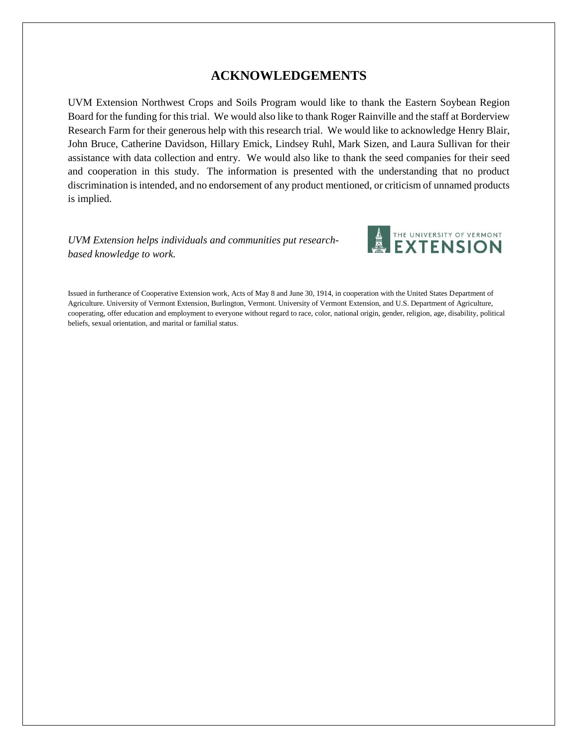# ACKNOWLEDGEMENTS

UVM Extension Northwest Crops and Soils Program would like to thank the Eastern Soybean Region Board for the funding for this trial. We would also like to thank Roger Rainville and the staff at Borderview Research Farm for their generous help with this research trial. We would like to acknowledge Henry Blair, John Bruce, Catherine Davidson, Hillary Emick, Lindsey Ruhl, Mark Sizen, and Laura Sullivan for their assistance with data collection and entry. We would also like to thank the seed companies for their seed and cooperation in this study. The information is presented with the understanding that no product discrimination is intended, and no endorsement of any product mentioned, or criticism of unnamed products is implied.

*UVM Extension helps individuals and communities put research-based knowledge to work.*

THE UNIVERSITY OF VERMONT EXTENSION

Issued in furtherance of Cooperative Extension work, Acts of May 8 and June 30, 1914, in cooperation with the United States Department of Agriculture. University of Vermont Extension, Burlington, Vermont. University of Vermont Extension, and U.S. Department of Agriculture, cooperating, offer education and employment to everyone without regard to race, color, national origin, gender, religion, age, disability, political beliefs, sexual orientation, and marital or familial status.